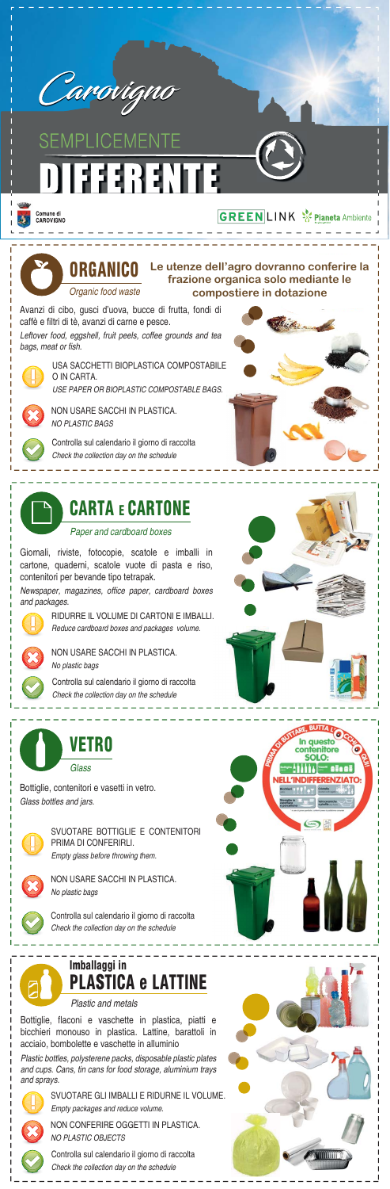# Carovigno

## SEMPLICEMENTE DIFFERENTE

Comune di CAROVIGNO

GREENLINK Planeta Ambiente

## ORGANICO

*Organic food waste*

**Le utenze dell'agro dovranno conferire la frazione organica solo mediante le compostiere in dotazione**

Avanzi di cibo, gusci d'uovo, bucce di frutta, fondi di caffè e filtri di tè, avanzi di carne e pesce.

*Leftover food, eggshell, fruit peels, coffee grounds and tea bags, meat or fish.*

USA SACCHETTI BIOPLASTICA COMPOSTABILE O IN CARTA.
*USE PAPER OR BIOPLASTIC COMPOSTABLE BAGS.*

NON USARE SACCHI IN PLASTICA.
*NO PLASTIC BAGS*

Controlla sul calendario il giorno di raccolta
*Check the collection day on the schedule*

## CARTA E CARTONE

*Paper and cardboard boxes*

Giornali, riviste, fotocopie, scatole e imballi in cartone, quaderni, scatole vuote di pasta e riso, contenitori per bevande tipo tetrapak.

*Newspaper, magazines, office paper, cardboard boxes and packages.*

RIDURRE IL VOLUME DI CARTONI E IMBALLI.
*Reduce cardboard boxes and packages volume.*

NON USARE SACCHI IN PLASTICA.
*No plastic bags*

Controlla sul calendario il giorno di raccolta
*Check the collection day on the schedule*

## VETRO

*Glass*

Bottiglie, contenitori e vasetti in vetro.
*Glass bottles and jars.*

SVUOTARE BOTTIGLIE E CONTENITORI PRIMA DI CONFERIRLI.
*Empty glass before throwing them.*

NON USARE SACCHI IN PLASTICA.
*No plastic bags*

Controlla sul calendario il giorno di raccolta
*Check the collection day on the schedule*

## Imballaggi in PLASTICA e LATTINE

*Plastic and metals*

Bottiglie, flaconi e vaschette in plastica, piatti e bicchieri monouso in plastica. Lattine, barattoli in acciaio, bombolette e vaschette in alluminio

*Plastic bottles, polysterene packs, disposable plastic plates and cups. Cans, tin cans for food storage, aluminium trays and sprays.*

SVUOTARE GLI IMBALLI E RIDURNE IL VOLUME.
*Empty packages and reduce volume.*

NON CONFERIRE OGGETTI IN PLASTICA.
*NO PLASTIC OBJECTS*

Controlla sul calendario il giorno di raccolta
*Check the collection day on the schedule*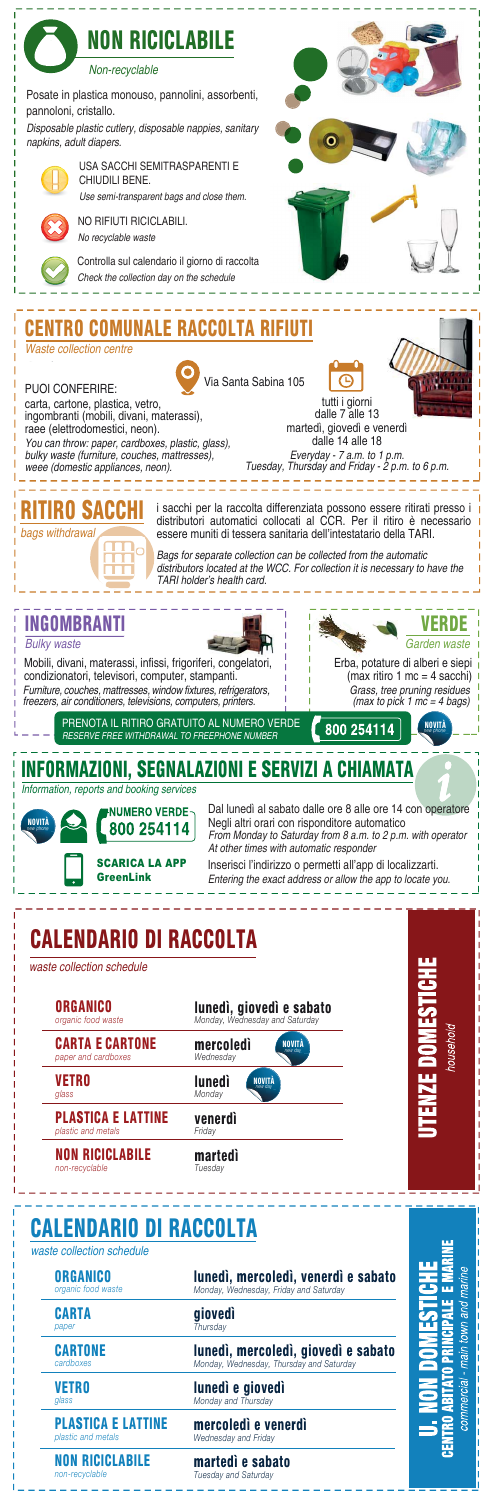## NON RICICLABILE

*Non-recyclable*

Posate in plastica monouso, pannolini, assorbenti, pannoloni, cristallo.

*Disposable plastic cutlery, disposable nappies, sanitary napkins, adult diapers.*

- USA SACCHI SEMITRASPARENTI E CHIUDILI BENE. *Use semi-transparent bags and close them.*
- NO RIFIUTI RICICLABILI. *No recyclable waste*
- Controlla sul calendario il giorno di raccolta *Check the collection day on the schedule*

## CENTRO COMUNALE RACCOLTA RIFIUTI

*Waste collection centre*

PUOI CONFERIRE:

carta, cartone, plastica, vetro, ingombranti (mobili, divani, materassi), raee (elettrodomestici, neon).

*You can throw: paper, cardboxes, plastic, glass), bulky waste (furniture, couches, mattresses), weee (domestic appliances, neon).*

Via Santa Sabina 105

tutti i giorni dalle 7 alle 13
martedì, giovedì e venerdì dalle 14 alle 18

*Everyday - 7 a.m. to 1 p.m.*
*Tuesday, Thursday and Friday - 2 p.m. to 6 p.m.*

## RITIRO SACCHI

*bags withdrawal*

i sacchi per la raccolta differenziata possono essere ritirati presso i distributori automatici collocati al CCR. Per il ritiro è necessario essere muniti di tessera sanitaria dell'intestatario della TARI.

*Bags for separate collection can be collected from the automatic distributors located at the WCC. For collection it is necessary to have the TARI holder's health card.*

## INGOMBRANTI

*Bulky waste*

Mobili, divani, materassi, infissi, frigoriferi, congelatori, condizionatori, televisori, computer, stampanti.

*Furniture, couches, mattresses, window fixtures, refrigerators, freezers, air conditioners, televisions, computers, printers.*

## VERDE

*Garden waste*

Erba, potature di alberi e siepi (max ritiro 1 mc = 4 sacchi)

*Grass, tree pruning residues (max to pick 1 mc = 4 bags)*

PRENOTA IL RITIRO GRATUITO AL NUMERO VERDE 800 254114 NOVITÀ
*RESERVE FREE WITHDRAWAL TO FREEPHONE NUMBER*

## INFORMAZIONI, SEGNALAZIONI E SERVIZI A CHIAMATA

*Information, reports and booking services*

NOVITÀ *new phone*

NUMERO VERDE 800 254114

Dal lunedì al sabato dalle ore 8 alle ore 14 con operatore
Negli altri orari con risponditore automatico
*From Monday to Saturday from 8 a.m. to 2 p.m. with operator*
*At other times with automatic responder*

SCARICA LA APP GreenLink

Inserisci l'indirizzo o permetti all'app di localizzarti.
*Entering the exact address or allow the app to locate you.*

## CALENDARIO DI RACCOLTA

*waste collection schedule*

**UTENZE DOMESTICHE** *household*

| | |
|---|---|
| **ORGANICO** *organic food waste* | lunedì, giovedì e sabato *Monday, Wednesday and Saturday* |
| **CARTA E CARTONE** *paper and cardboxes* | mercoledì *Wednesday* NOVITÀ *new day* |
| **VETRO** *glass* | lunedì *Monday* NOVITÀ *new day* |
| **PLASTICA E LATTINE** *plastic and metals* | venerdì *Friday* |
| **NON RICICLABILE** *non-recyclable* | martedì *Tuesday* |

## CALENDARIO DI RACCOLTA

*waste collection schedule*

**U. NON DOMESTICHE** **CENTRO ABITATO PRINCIPALE E MARINE** *commercial - main town and marine*

| | |
|---|---|
| **ORGANICO** *organic food waste* | lunedì, mercoledì, venerdì e sabato *Monday, Wednesday, Friday and Saturday* |
| **CARTA** *paper* | giovedì *Thursday* |
| **CARTONE** *cardboxes* | lunedì, mercoledì, giovedì e sabato *Monday, Wednesday, Thursday and Saturday* |
| **VETRO** *glass* | lunedì e giovedì *Monday and Thursday* |
| **PLASTICA E LATTINE** *plastic and metals* | mercoledì e venerdì *Wednesday and Friday* |
| **NON RICICLABILE** *non-recyclable* | martedì e sabato *Tuesday and Saturday* |